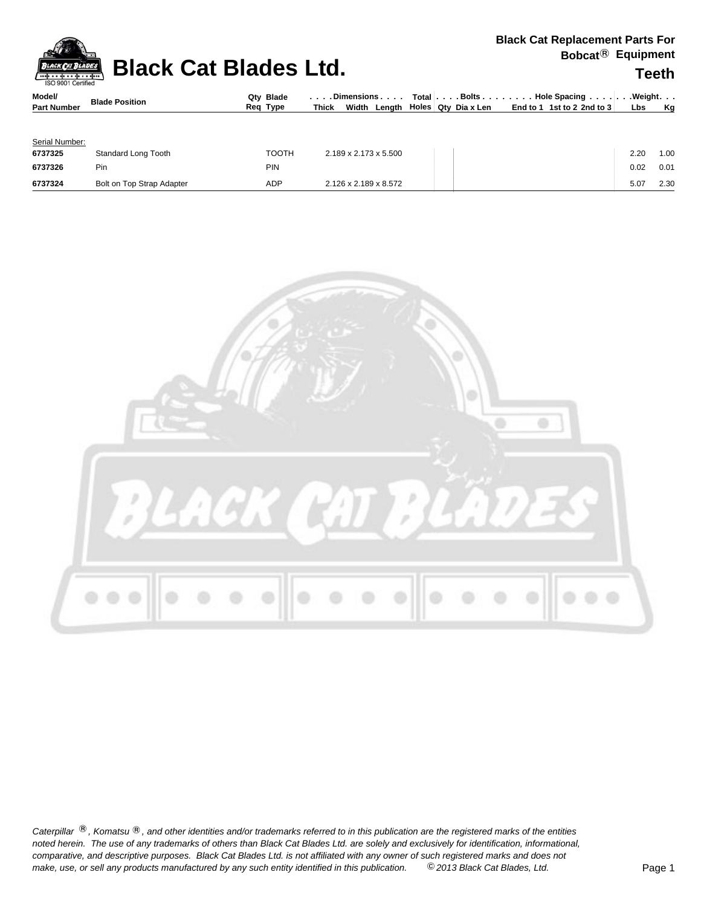# Black Cat Blades Ltd.

**Black Cat Replacement Parts For Bobcat® Equipment**

## Teeth

| Model/ Part Number | Blade Position | Qty Req | Blade Type | Dimensions Thick | Width | Length | Total Holes | Bolts Qty | Dia x Len | Hole Spacing End to 1 | 1st to 2 | 2nd to 3 | Weight Lbs | Kg |
|---|---|---|---|---|---|---|---|---|---|---|---|---|---|---|
| Serial Number: | | | | | | | | | | | | | | |
| **6737325** | Standard Long Tooth | | TOOTH | 2.189 x 2.173 x 5.500 | | | | | | | | | 2.20 | 1.00 |
| **6737326** | Pin | | PIN | | | | | | | | | | 0.02 | 0.01 |
| **6737324** | Bolt on Top Strap Adapter | | ADP | 2.126 x 2.189 x 8.572 | | | | | | | | | 5.07 | 2.30 |

*Caterpillar ®, Komatsu ®, and other identities and/or trademarks referred to in this publication are the registered marks of the entities noted herein. The use of any trademarks of others than Black Cat Blades Ltd. are solely and exclusively for identification, informational, comparative, and descriptive purposes. Black Cat Blades Ltd. is not affiliated with any owner of such registered marks and does not make, use, or sell any products manufactured by any such entity identified in this publication. © 2013 Black Cat Blades, Ltd.*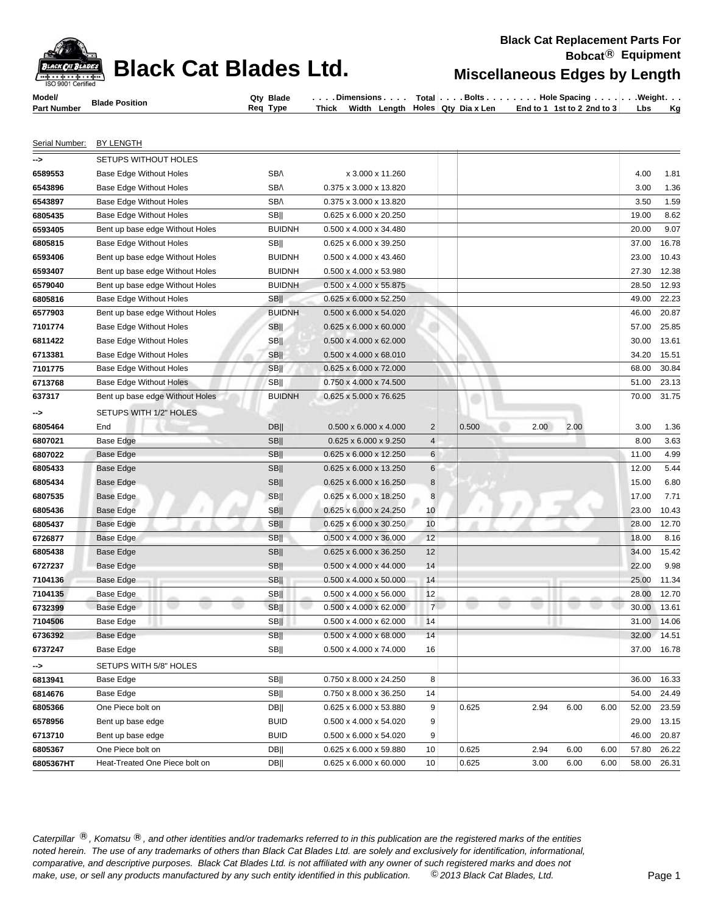Black Cat Replacement Parts For Bobcat® Equipment

# Black Cat Blades Ltd.

## Miscellaneous Edges by Length

| Model/ Part Number | Blade Position | Qty Req | Blade Type | Dimensions Thick x Width x Length | Total Holes | Bolts Qty | Dia x Len | Hole Spacing End to 1 | 1st to 2 | 2nd to 3 | Weight Lbs | Kg |
|---|---|---|---|---|---|---|---|---|---|---|---|---|
| Serial Number: | BY LENGTH | | | | | | | | | | | |
| --> | SETUPS WITHOUT HOLES | | | | | | | | | | | |
| 6589553 | Base Edge Without Holes | | SB/\ | x 3.000 x 11.260 | | | | | | | 4.00 | 1.81 |
| 6543896 | Base Edge Without Holes | | SB/\ | 0.375 x 3.000 x 13.820 | | | | | | | 3.00 | 1.36 |
| 6543897 | Base Edge Without Holes | | SB/\ | 0.375 x 3.000 x 13.820 | | | | | | | 3.50 | 1.59 |
| 6805435 | Base Edge Without Holes | | SB\|\| | 0.625 x 6.000 x 20.250 | | | | | | | 19.00 | 8.62 |
| 6593405 | Bent up base edge Without Holes | | BUIDNH | 0.500 x 4.000 x 34.480 | | | | | | | 20.00 | 9.07 |
| 6805815 | Base Edge Without Holes | | SB\|\| | 0.625 x 6.000 x 39.250 | | | | | | | 37.00 | 16.78 |
| 6593406 | Bent up base edge Without Holes | | BUIDNH | 0.500 x 4.000 x 43.460 | | | | | | | 23.00 | 10.43 |
| 6593407 | Bent up base edge Without Holes | | BUIDNH | 0.500 x 4.000 x 53.980 | | | | | | | 27.30 | 12.38 |
| 6579040 | Bent up base edge Without Holes | | BUIDNH | 0.500 x 4.000 x 55.875 | | | | | | | 28.50 | 12.93 |
| 6805816 | Base Edge Without Holes | | SB\|\| | 0.625 x 6.000 x 52.250 | | | | | | | 49.00 | 22.23 |
| 6577903 | Bent up base edge Without Holes | | BUIDNH | 0.500 x 4.000 x 54.020 | | | | | | | 46.00 | 20.87 |
| 7101774 | Base Edge Without Holes | | SB\|\| | 0.625 x 6.000 x 60.000 | | | | | | | 57.00 | 25.85 |
| 6811422 | Base Edge Without Holes | | SB\|\| | 0.500 x 4.000 x 62.000 | | | | | | | 30.00 | 13.61 |
| 6713381 | Base Edge Without Holes | | SB\|\| | 0.500 x 4.000 x 68.010 | | | | | | | 34.20 | 15.51 |
| 7101775 | Base Edge Without Holes | | SB\|\| | 0.625 x 6.000 x 72.000 | | | | | | | 68.00 | 30.84 |
| 6713768 | Base Edge Without Holes | | SB\|\| | 0.750 x 4.000 x 74.500 | | | | | | | 51.00 | 23.13 |
| 637317 | Bent up base edge Without Holes | | BUIDNH | 0.625 x 5.000 x 76.625 | | | | | | | 70.00 | 31.75 |
| --> | SETUPS WITH 1/2" HOLES | | | | | | | | | | | |
| 6805464 | End | | DB\|\| | 0.500 x 6.000 x 4.000 | 2 | | 0.500 | 2.00 | 2.00 | | 3.00 | 1.36 |
| 6807021 | Base Edge | | SB\|\| | 0.625 x 6.000 x 9.250 | 4 | | | | | | 8.00 | 3.63 |
| 6807022 | Base Edge | | SB\|\| | 0.625 x 6.000 x 12.250 | 6 | | | | | | 11.00 | 4.99 |
| 6805433 | Base Edge | | SB\|\| | 0.625 x 6.000 x 13.250 | 6 | | | | | | 12.00 | 5.44 |
| 6805434 | Base Edge | | SB\|\| | 0.625 x 6.000 x 16.250 | 8 | | | | | | 15.00 | 6.80 |
| 6807535 | Base Edge | | SB\|\| | 0.625 x 6.000 x 18.250 | 8 | | | | | | 17.00 | 7.71 |
| 6805436 | Base Edge | | SB\|\| | 0.625 x 6.000 x 24.250 | 10 | | | | | | 23.00 | 10.43 |
| 6805437 | Base Edge | | SB\|\| | 0.625 x 6.000 x 30.250 | 10 | | | | | | 28.00 | 12.70 |
| 6726877 | Base Edge | | SB\|\| | 0.500 x 4.000 x 36.000 | 12 | | | | | | 18.00 | 8.16 |
| 6805438 | Base Edge | | SB\|\| | 0.625 x 6.000 x 36.250 | 12 | | | | | | 34.00 | 15.42 |
| 6727237 | Base Edge | | SB\|\| | 0.500 x 4.000 x 44.000 | 14 | | | | | | 22.00 | 9.98 |
| 7104136 | Base Edge | | SB\|\| | 0.500 x 4.000 x 50.000 | 14 | | | | | | 25.00 | 11.34 |
| 7104135 | Base Edge | | SB\|\| | 0.500 x 4.000 x 56.000 | 12 | | | | | | 28.00 | 12.70 |
| 6732399 | Base Edge | | SB\|\| | 0.500 x 4.000 x 62.000 | 7 | | | | | | 30.00 | 13.61 |
| 7104506 | Base Edge | | SB\|\| | 0.500 x 4.000 x 62.000 | 14 | | | | | | 31.00 | 14.06 |
| 6736392 | Base Edge | | SB\|\| | 0.500 x 4.000 x 68.000 | 14 | | | | | | 32.00 | 14.51 |
| 6737247 | Base Edge | | SB\|\| | 0.500 x 4.000 x 74.000 | 16 | | | | | | 37.00 | 16.78 |
| --> | SETUPS WITH 5/8" HOLES | | | | | | | | | | | |
| 6813941 | Base Edge | | SB\|\| | 0.750 x 8.000 x 24.250 | 8 | | | | | | 36.00 | 16.33 |
| 6814676 | Base Edge | | SB\|\| | 0.750 x 8.000 x 36.250 | 14 | | | | | | 54.00 | 24.49 |
| 6805366 | One Piece bolt on | | DB\|\| | 0.625 x 6.000 x 53.880 | 9 | | 0.625 | 2.94 | 6.00 | 6.00 | 52.00 | 23.59 |
| 6578956 | Bent up base edge | | BUID | 0.500 x 4.000 x 54.020 | 9 | | | | | | 29.00 | 13.15 |
| 6713710 | Bent up base edge | | BUID | 0.500 x 6.000 x 54.020 | 9 | | | | | | 46.00 | 20.87 |
| 6805367 | One Piece bolt on | | DB\|\| | 0.625 x 6.000 x 59.880 | 10 | | 0.625 | 2.94 | 6.00 | 6.00 | 57.80 | 26.22 |
| 6805367HT | Heat-Treated One Piece bolt on | | DB\|\| | 0.625 x 6.000 x 60.000 | 10 | | 0.625 | 3.00 | 6.00 | 6.00 | 58.00 | 26.31 |

*Caterpillar ®, Komatsu ®, and other identities and/or trademarks referred to in this publication are the registered marks of the entities noted herein. The use of any trademarks of others than Black Cat Blades Ltd. are solely and exclusively for identification, informational, comparative, and descriptive purposes. Black Cat Blades Ltd. is not affiliated with any owner of such registered marks and does not make, use, or sell any products manufactured by any such entity identified in this publication. © 2013 Black Cat Blades, Ltd.*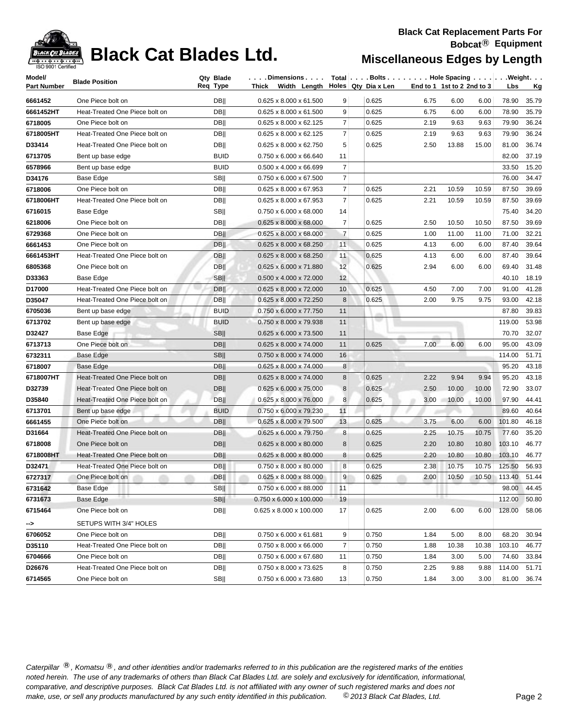# Black Cat Blades Ltd.

**Black Cat Replacement Parts For Bobcat® Equipment**

## Miscellaneous Edges by Length

| Model/ Part Number | Blade Position | Qty Req | Blade Type | Dimensions Thick Width Length | Total Holes | Bolts Qty | Bolts Dia x Len | Hole Spacing End to 1 | Hole Spacing 1st to 2 | Hole Spacing 2nd to 3 | Weight Lbs | Weight Kg |
|---|---|---|---|---|---|---|---|---|---|---|---|---|
| 6661452 | One Piece bolt on | | DB\|\| | 0.625 x 8.000 x 61.500 | 9 | | 0.625 | 6.75 | 6.00 | 6.00 | 78.90 | 35.79 |
| 6661452HT | Heat-Treated One Piece bolt on | | DB\|\| | 0.625 x 8.000 x 61.500 | 9 | | 0.625 | 6.75 | 6.00 | 6.00 | 78.90 | 35.79 |
| 6718005 | One Piece bolt on | | DB\|\| | 0.625 x 8.000 x 62.125 | 7 | | 0.625 | 2.19 | 9.63 | 9.63 | 79.90 | 36.24 |
| 6718005HT | Heat-Treated One Piece bolt on | | DB\|\| | 0.625 x 8.000 x 62.125 | 7 | | 0.625 | 2.19 | 9.63 | 9.63 | 79.90 | 36.24 |
| D33414 | Heat-Treated One Piece bolt on | | DB\|\| | 0.625 x 8.000 x 62.750 | 5 | | 0.625 | 2.50 | 13.88 | 15.00 | 81.00 | 36.74 |
| 6713705 | Bent up base edge | | BUID | 0.750 x 6.000 x 66.640 | 11 | | | | | | 82.00 | 37.19 |
| 6578966 | Bent up base edge | | BUID | 0.500 x 4.000 x 66.699 | 7 | | | | | | 33.50 | 15.20 |
| D34176 | Base Edge | | SB\|\| | 0.750 x 6.000 x 67.500 | 7 | | | | | | 76.00 | 34.47 |
| 6718006 | One Piece bolt on | | DB\|\| | 0.625 x 8.000 x 67.953 | 7 | | 0.625 | 2.21 | 10.59 | 10.59 | 87.50 | 39.69 |
| 6718006HT | Heat-Treated One Piece bolt on | | DB\|\| | 0.625 x 8.000 x 67.953 | 7 | | 0.625 | 2.21 | 10.59 | 10.59 | 87.50 | 39.69 |
| 6716015 | Base Edge | | SB\|\| | 0.750 x 6.000 x 68.000 | 14 | | | | | | 75.40 | 34.20 |
| 6218006 | One Piece bolt on | | DB\|\| | 0.625 x 8.000 x 68.000 | 7 | | 0.625 | 2.50 | 10.50 | 10.50 | 87.50 | 39.69 |
| 6729368 | One Piece bolt on | | DB\|\| | 0.625 x 8.000 x 68.000 | 7 | | 0.625 | 1.00 | 11.00 | 11.00 | 71.00 | 32.21 |
| 6661453 | One Piece bolt on | | DB\|\| | 0.625 x 8.000 x 68.250 | 11 | | 0.625 | 4.13 | 6.00 | 6.00 | 87.40 | 39.64 |
| 6661453HT | Heat-Treated One Piece bolt on | | DB\|\| | 0.625 x 8.000 x 68.250 | 11 | | 0.625 | 4.13 | 6.00 | 6.00 | 87.40 | 39.64 |
| 6805368 | One Piece bolt on | | DB\|\| | 0.625 x 6.000 x 71.880 | 12 | | 0.625 | 2.94 | 6.00 | 6.00 | 69.40 | 31.48 |
| D33363 | Base Edge | | SB\|\| | 0.500 x 4.000 x 72.000 | 12 | | | | | | 40.10 | 18.19 |
| D17000 | Heat-Treated One Piece bolt on | | DB\|\| | 0.625 x 8.000 x 72.000 | 10 | | 0.625 | 4.50 | 7.00 | 7.00 | 91.00 | 41.28 |
| D35047 | Heat-Treated One Piece bolt on | | DB\|\| | 0.625 x 8.000 x 72.250 | 8 | | 0.625 | 2.00 | 9.75 | 9.75 | 93.00 | 42.18 |
| 6705036 | Bent up base edge | | BUID | 0.750 x 6.000 x 77.750 | 11 | | | | | | 87.80 | 39.83 |
| 6713702 | Bent up base edge | | BUID | 0.750 x 8.000 x 79.938 | 11 | | | | | | 119.00 | 53.98 |
| D32427 | Base Edge | | SB\|\| | 0.625 x 6.000 x 73.500 | 11 | | | | | | 70.70 | 32.07 |
| 6713713 | One Piece bolt on | | DB\|\| | 0.625 x 8.000 x 74.000 | 11 | | 0.625 | 7.00 | 6.00 | 6.00 | 95.00 | 43.09 |
| 6732311 | Base Edge | | SB\|\| | 0.750 x 8.000 x 74.000 | 16 | | | | | | 114.00 | 51.71 |
| 6718007 | Base Edge | | DB\|\| | 0.625 x 8.000 x 74.000 | 8 | | | | | | 95.20 | 43.18 |
| 6718007HT | Heat-Treated One Piece bolt on | | DB\|\| | 0.625 x 8.000 x 74.000 | 8 | | 0.625 | 2.22 | 9.94 | 9.94 | 95.20 | 43.18 |
| D32739 | Heat-Treated One Piece bolt on | | DB\|\| | 0.625 x 6.000 x 75.000 | 8 | | 0.625 | 2.50 | 10.00 | 10.00 | 72.90 | 33.07 |
| D35840 | Heat-Treated One Piece bolt on | | DB\|\| | 0.625 x 8.000 x 76.000 | 8 | | 0.625 | 3.00 | 10.00 | 10.00 | 97.90 | 44.41 |
| 6713701 | Bent up base edge | | BUID | 0.750 x 6.000 x 79.230 | 11 | | | | | | 89.60 | 40.64 |
| 6661455 | One Piece bolt on | | DB\|\| | 0.625 x 8.000 x 79.500 | 13 | | 0.625 | 3.75 | 6.00 | 6.00 | 101.80 | 46.18 |
| D31664 | Heat-Treated One Piece bolt on | | DB\|\| | 0.625 x 6.000 x 79.750 | 8 | | 0.625 | 2.25 | 10.75 | 10.75 | 77.60 | 35.20 |
| 6718008 | One Piece bolt on | | DB\|\| | 0.625 x 8.000 x 80.000 | 8 | | 0.625 | 2.20 | 10.80 | 10.80 | 103.10 | 46.77 |
| 6718008HT | Heat-Treated One Piece bolt on | | DB\|\| | 0.625 x 8.000 x 80.000 | 8 | | 0.625 | 2.20 | 10.80 | 10.80 | 103.10 | 46.77 |
| D32471 | Heat-Treated One Piece bolt on | | DB\|\| | 0.750 x 8.000 x 80.000 | 8 | | 0.625 | 2.38 | 10.75 | 10.75 | 125.50 | 56.93 |
| 6727317 | One Piece bolt on | | DB\|\| | 0.625 x 8.000 x 88.000 | 9 | | 0.625 | 2.00 | 10.50 | 10.50 | 113.40 | 51.44 |
| 6731642 | Base Edge | | SB\|\| | 0.750 x 6.000 x 88.000 | 11 | | | | | | 98.00 | 44.45 |
| 6731673 | Base Edge | | SB\|\| | 0.750 x 6.000 x 100.000 | 19 | | | | | | 112.00 | 50.80 |
| 6715464 | One Piece bolt on | | DB\|\| | 0.625 x 8.000 x 100.000 | 17 | | 0.625 | 2.00 | 6.00 | 6.00 | 128.00 | 58.06 |
| --> | SETUPS WITH 3/4" HOLES | | | | | | | | | | | |
| 6706052 | One Piece bolt on | | DB\|\| | 0.750 x 6.000 x 61.681 | 9 | | 0.750 | 1.84 | 5.00 | 8.00 | 68.20 | 30.94 |
| D35110 | Heat-Treated One Piece bolt on | | DB\|\| | 0.750 x 8.000 x 66.000 | 7 | | 0.750 | 1.88 | 10.38 | 10.38 | 103.10 | 46.77 |
| 6704666 | One Piece bolt on | | DB\|\| | 0.750 x 6.000 x 67.680 | 11 | | 0.750 | 1.84 | 3.00 | 5.00 | 74.60 | 33.84 |
| D26676 | Heat-Treated One Piece bolt on | | DB\|\| | 0.750 x 8.000 x 73.625 | 8 | | 0.750 | 2.25 | 9.88 | 9.88 | 114.00 | 51.71 |
| 6714565 | One Piece bolt on | | SB\|\| | 0.750 x 6.000 x 73.680 | 13 | | 0.750 | 1.84 | 3.00 | 3.00 | 81.00 | 36.74 |

*Caterpillar ®, Komatsu ®, and other identities and/or trademarks referred to in this publication are the registered marks of the entities noted herein. The use of any trademarks of others than Black Cat Blades Ltd. are solely and exclusively for identification, informational, comparative, and descriptive purposes. Black Cat Blades Ltd. is not affiliated with any owner of such registered marks and does not make, use, or sell any products manufactured by any such entity identified in this publication. © 2013 Black Cat Blades, Ltd.*